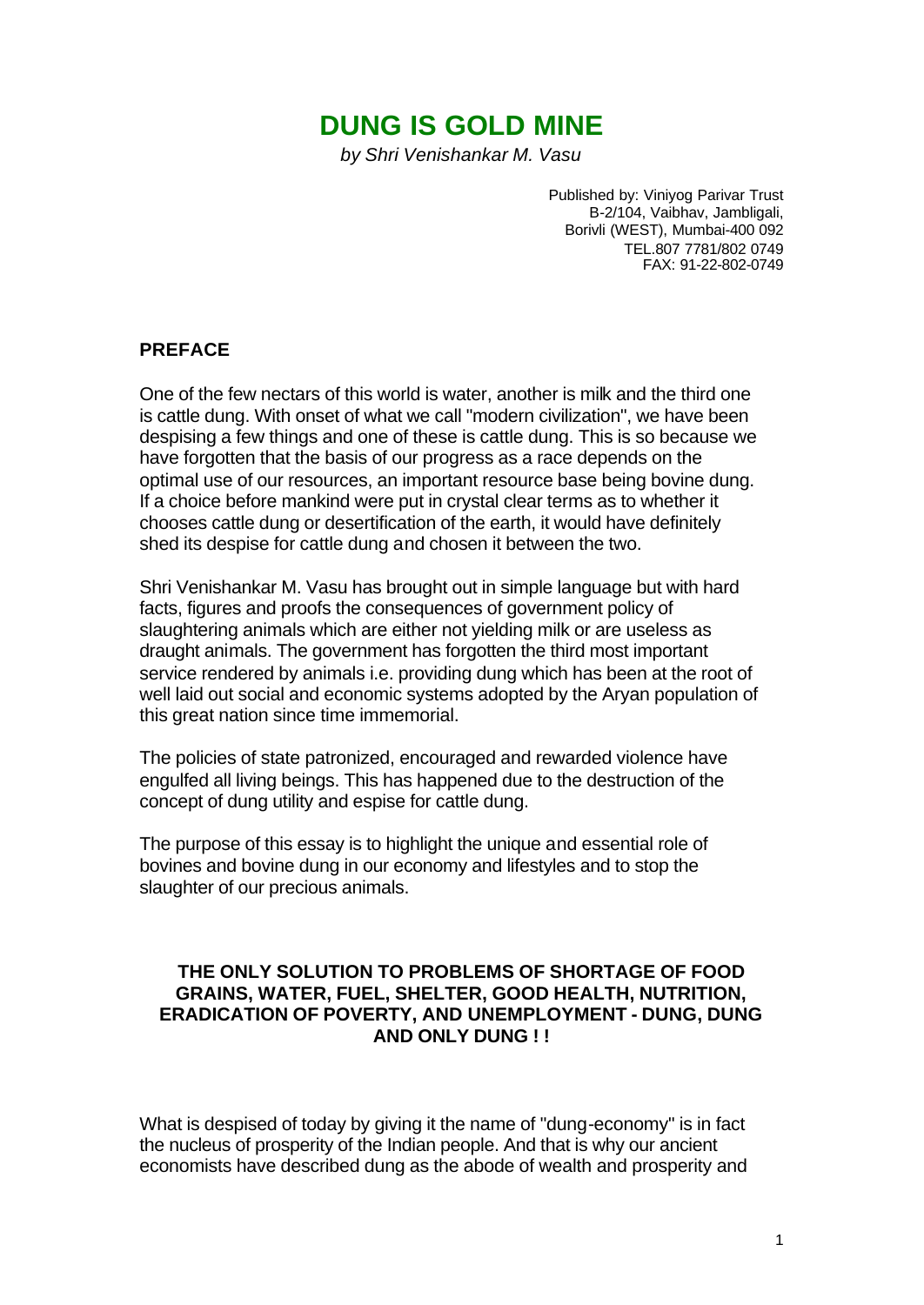# DUNG IS GOLD MINE

*by Shri Venishankar M. Vasu*

Published by: Viniyog Parivar Trust
B-2/104, Vaibhav, Jambligali,
Borivli (WEST), Mumbai-400 092
TEL.807 7781/802 0749
FAX: 91-22-802-0749

## PREFACE

One of the few nectars of this world is water, another is milk and the third one is cattle dung. With onset of what we call "modern civilization", we have been despising a few things and one of these is cattle dung. This is so because we have forgotten that the basis of our progress as a race depends on the optimal use of our resources, an important resource base being bovine dung. If a choice before mankind were put in crystal clear terms as to whether it chooses cattle dung or desertification of the earth, it would have definitely shed its despise for cattle dung and chosen it between the two.

Shri Venishankar M. Vasu has brought out in simple language but with hard facts, figures and proofs the consequences of government policy of slaughtering animals which are either not yielding milk or are useless as draught animals. The government has forgotten the third most important service rendered by animals i.e. providing dung which has been at the root of well laid out social and economic systems adopted by the Aryan population of this great nation since time immemorial.

The policies of state patronized, encouraged and rewarded violence have engulfed all living beings. This has happened due to the destruction of the concept of dung utility and espise for cattle dung.

The purpose of this essay is to highlight the unique and essential role of bovines and bovine dung in our economy and lifestyles and to stop the slaughter of our precious animals.

### THE ONLY SOLUTION TO PROBLEMS OF SHORTAGE OF FOOD GRAINS, WATER, FUEL, SHELTER, GOOD HEALTH, NUTRITION, ERADICATION OF POVERTY, AND UNEMPLOYMENT - DUNG, DUNG AND ONLY DUNG ! !

What is despised of today by giving it the name of "dung-economy" is in fact the nucleus of prosperity of the Indian people. And that is why our ancient economists have described dung as the abode of wealth and prosperity and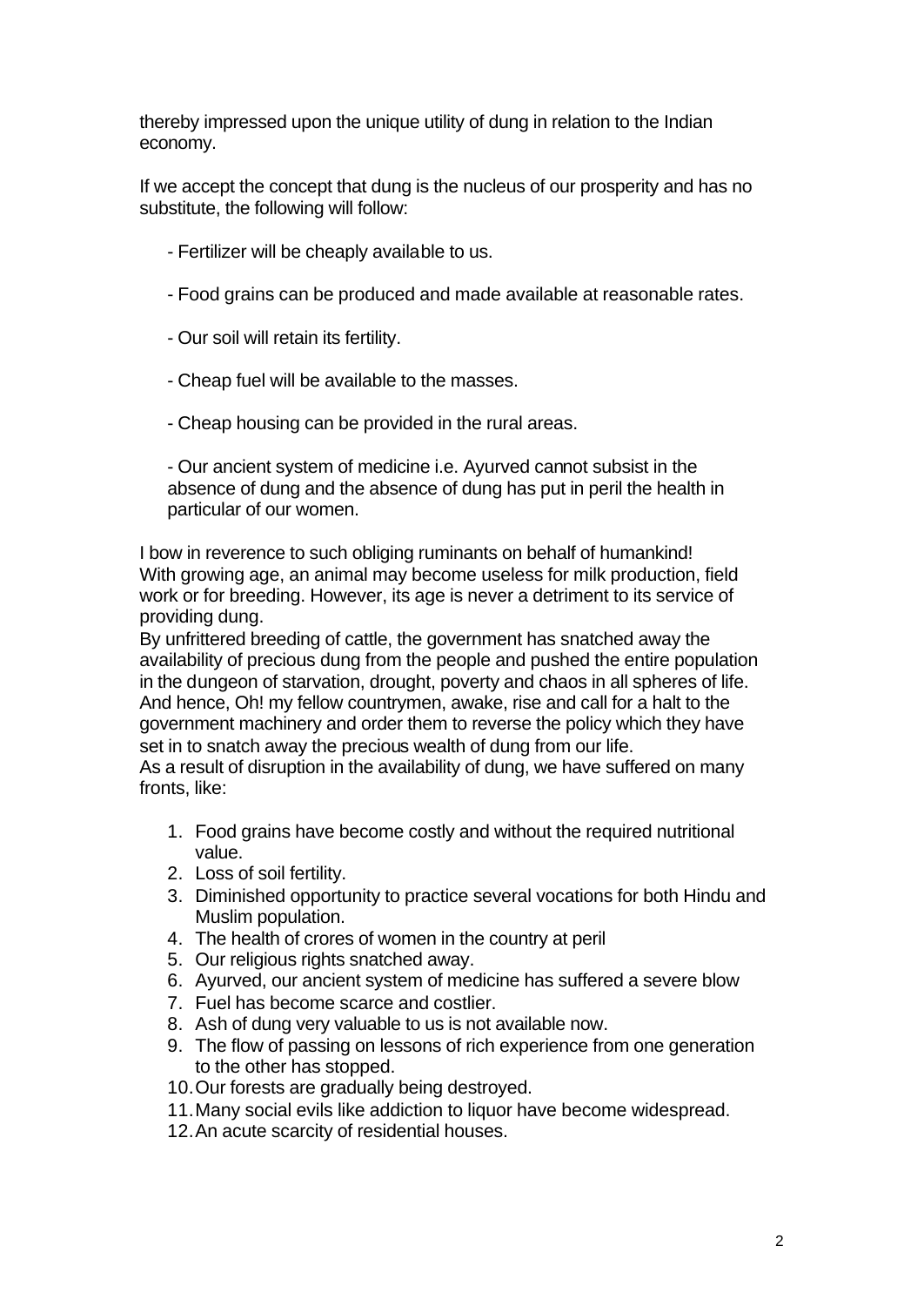thereby impressed upon the unique utility of dung in relation to the Indian economy.

If we accept the concept that dung is the nucleus of our prosperity and has no substitute, the following will follow:

- Fertilizer will be cheaply available to us.

- Food grains can be produced and made available at reasonable rates.

- Our soil will retain its fertility.

- Cheap fuel will be available to the masses.

- Cheap housing can be provided in the rural areas.

- Our ancient system of medicine i.e. Ayurved cannot subsist in the absence of dung and the absence of dung has put in peril the health in particular of our women.

I bow in reverence to such obliging ruminants on behalf of humankind!
With growing age, an animal may become useless for milk production, field work or for breeding. However, its age is never a detriment to its service of providing dung.
By unfrittered breeding of cattle, the government has snatched away the availability of precious dung from the people and pushed the entire population in the dungeon of starvation, drought, poverty and chaos in all spheres of life.
And hence, Oh! my fellow countrymen, awake, rise and call for a halt to the government machinery and order them to reverse the policy which they have set in to snatch away the precious wealth of dung from our life.
As a result of disruption in the availability of dung, we have suffered on many fronts, like:

1. Food grains have become costly and without the required nutritional value.
2. Loss of soil fertility.
3. Diminished opportunity to practice several vocations for both Hindu and Muslim population.
4. The health of crores of women in the country at peril
5. Our religious rights snatched away.
6. Ayurved, our ancient system of medicine has suffered a severe blow
7. Fuel has become scarce and costlier.
8. Ash of dung very valuable to us is not available now.
9. The flow of passing on lessons of rich experience from one generation to the other has stopped.
10. Our forests are gradually being destroyed.
11. Many social evils like addiction to liquor have become widespread.
12. An acute scarcity of residential houses.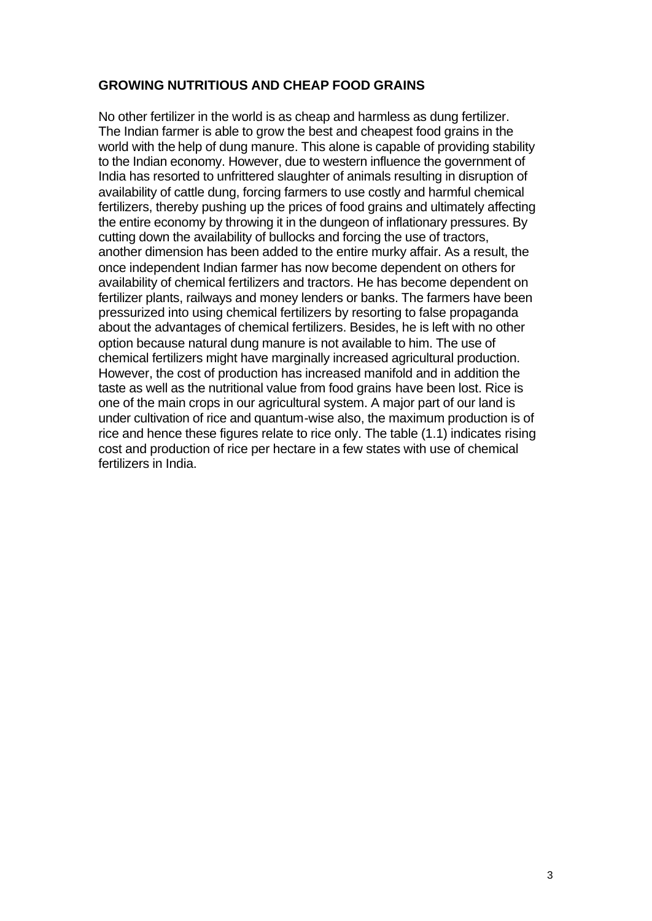## GROWING NUTRITIOUS AND CHEAP FOOD GRAINS

No other fertilizer in the world is as cheap and harmless as dung fertilizer. The Indian farmer is able to grow the best and cheapest food grains in the world with the help of dung manure. This alone is capable of providing stability to the Indian economy. However, due to western influence the government of India has resorted to unfrittered slaughter of animals resulting in disruption of availability of cattle dung, forcing farmers to use costly and harmful chemical fertilizers, thereby pushing up the prices of food grains and ultimately affecting the entire economy by throwing it in the dungeon of inflationary pressures. By cutting down the availability of bullocks and forcing the use of tractors, another dimension has been added to the entire murky affair. As a result, the once independent Indian farmer has now become dependent on others for availability of chemical fertilizers and tractors. He has become dependent on fertilizer plants, railways and money lenders or banks. The farmers have been pressurized into using chemical fertilizers by resorting to false propaganda about the advantages of chemical fertilizers. Besides, he is left with no other option because natural dung manure is not available to him. The use of chemical fertilizers might have marginally increased agricultural production. However, the cost of production has increased manifold and in addition the taste as well as the nutritional value from food grains have been lost. Rice is one of the main crops in our agricultural system. A major part of our land is under cultivation of rice and quantum-wise also, the maximum production is of rice and hence these figures relate to rice only. The table (1.1) indicates rising cost and production of rice per hectare in a few states with use of chemical fertilizers in India.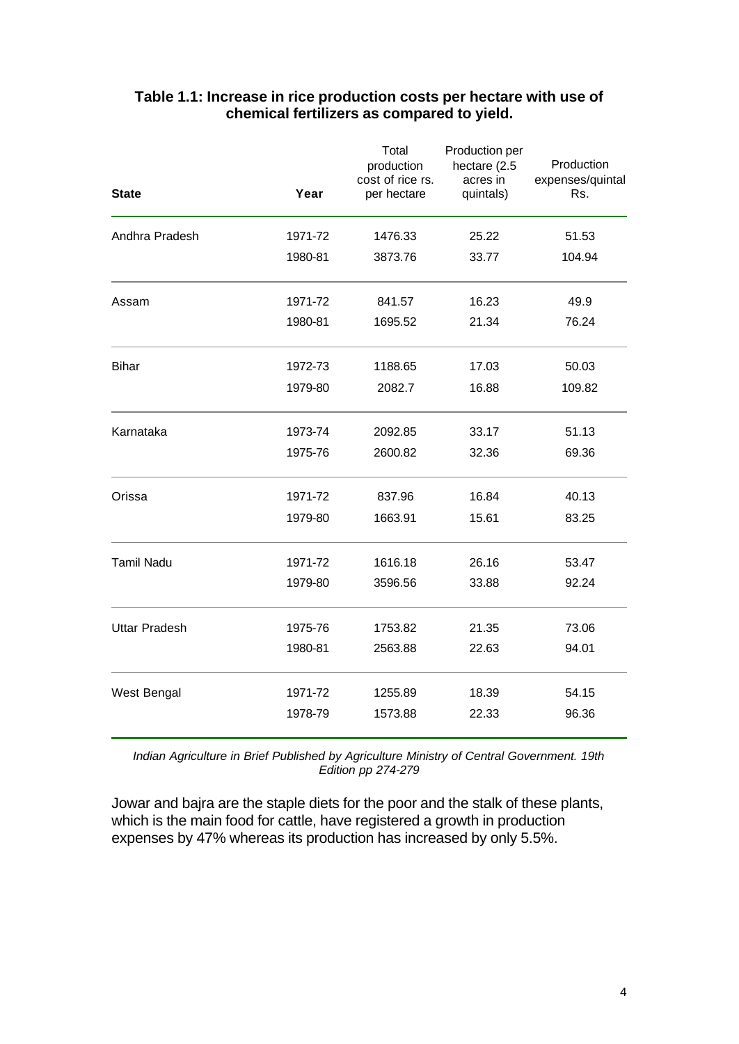**Table 1.1: Increase in rice production costs per hectare with use of chemical fertilizers as compared to yield.**

| State | Year | Total production cost of rice rs. per hectare | Production per hectare (2.5 acres in quintals) | Production expenses/quintal Rs. |
|---|---|---|---|---|
| Andhra Pradesh | 1971-72 | 1476.33 | 25.22 | 51.53 |
| | 1980-81 | 3873.76 | 33.77 | 104.94 |
| Assam | 1971-72 | 841.57 | 16.23 | 49.9 |
| | 1980-81 | 1695.52 | 21.34 | 76.24 |
| Bihar | 1972-73 | 1188.65 | 17.03 | 50.03 |
| | 1979-80 | 2082.7 | 16.88 | 109.82 |
| Karnataka | 1973-74 | 2092.85 | 33.17 | 51.13 |
| | 1975-76 | 2600.82 | 32.36 | 69.36 |
| Orissa | 1971-72 | 837.96 | 16.84 | 40.13 |
| | 1979-80 | 1663.91 | 15.61 | 83.25 |
| Tamil Nadu | 1971-72 | 1616.18 | 26.16 | 53.47 |
| | 1979-80 | 3596.56 | 33.88 | 92.24 |
| Uttar Pradesh | 1975-76 | 1753.82 | 21.35 | 73.06 |
| | 1980-81 | 2563.88 | 22.63 | 94.01 |
| West Bengal | 1971-72 | 1255.89 | 18.39 | 54.15 |
| | 1978-79 | 1573.88 | 22.33 | 96.36 |

*Indian Agriculture in Brief Published by Agriculture Ministry of Central Government. 19th Edition pp 274-279*

Jowar and bajra are the staple diets for the poor and the stalk of these plants, which is the main food for cattle, have registered a growth in production expenses by 47% whereas its production has increased by only 5.5%.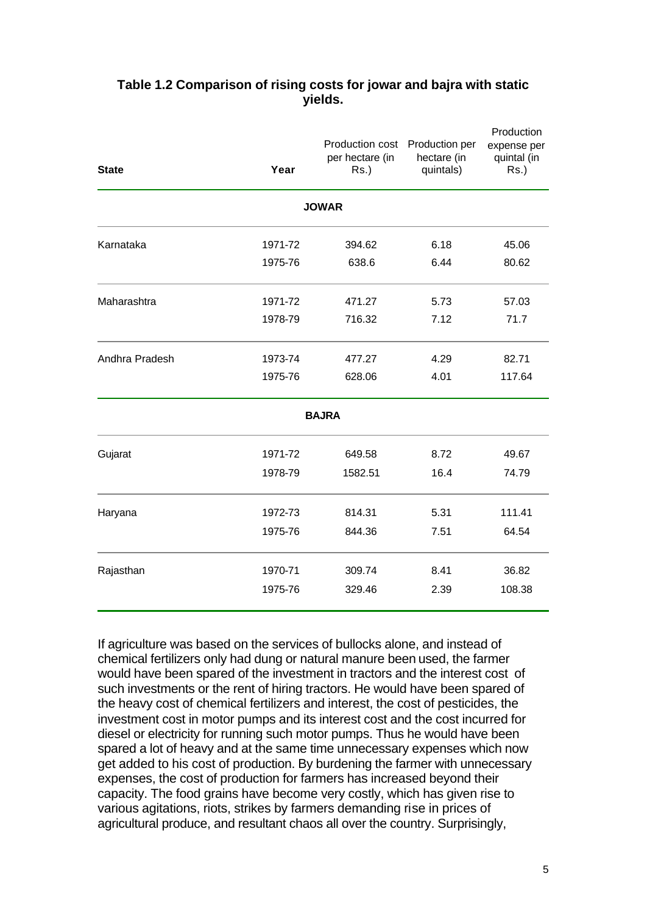**Table 1.2 Comparison of rising costs for jowar and bajra with static yields.**

| State | Year | Production cost per hectare (in Rs.) | Production per hectare (in quintals) | Production expense per quintal (in Rs.) |
|---|---|---|---|---|
| **JOWAR** | | | | |
| Karnataka | 1971-72 | 394.62 | 6.18 | 45.06 |
| | 1975-76 | 638.6 | 6.44 | 80.62 |
| Maharashtra | 1971-72 | 471.27 | 5.73 | 57.03 |
| | 1978-79 | 716.32 | 7.12 | 71.7 |
| Andhra Pradesh | 1973-74 | 477.27 | 4.29 | 82.71 |
| | 1975-76 | 628.06 | 4.01 | 117.64 |
| **BAJRA** | | | | |
| Gujarat | 1971-72 | 649.58 | 8.72 | 49.67 |
| | 1978-79 | 1582.51 | 16.4 | 74.79 |
| Haryana | 1972-73 | 814.31 | 5.31 | 111.41 |
| | 1975-76 | 844.36 | 7.51 | 64.54 |
| Rajasthan | 1970-71 | 309.74 | 8.41 | 36.82 |
| | 1975-76 | 329.46 | 2.39 | 108.38 |

If agriculture was based on the services of bullocks alone, and instead of chemical fertilizers only had dung or natural manure been used, the farmer would have been spared of the investment in tractors and the interest cost of such investments or the rent of hiring tractors. He would have been spared of the heavy cost of chemical fertilizers and interest, the cost of pesticides, the investment cost in motor pumps and its interest cost and the cost incurred for diesel or electricity for running such motor pumps. Thus he would have been spared a lot of heavy and at the same time unnecessary expenses which now get added to his cost of production. By burdening the farmer with unnecessary expenses, the cost of production for farmers has increased beyond their capacity. The food grains have become very costly, which has given rise to various agitations, riots, strikes by farmers demanding rise in prices of agricultural produce, and resultant chaos all over the country. Surprisingly,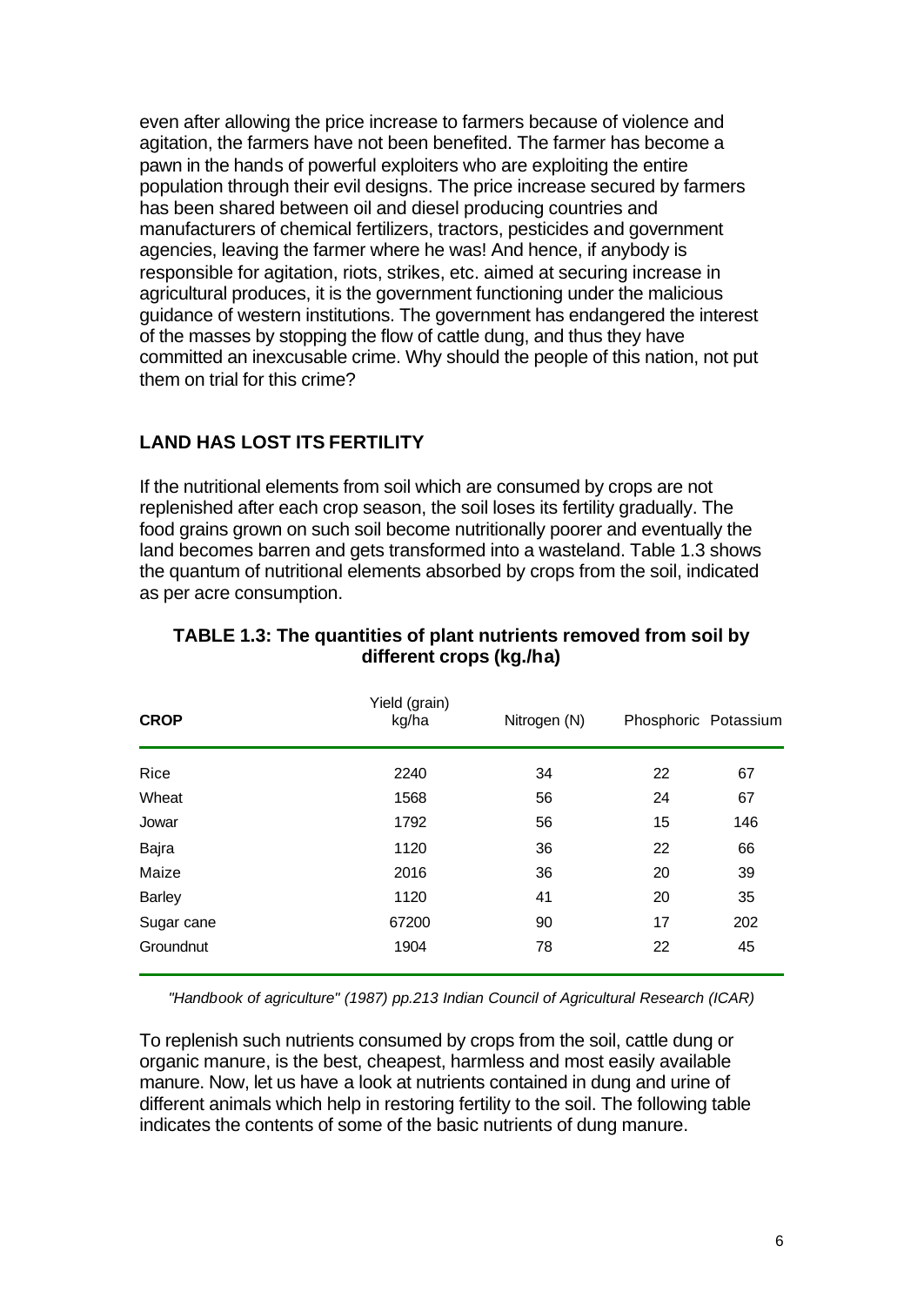even after allowing the price increase to farmers because of violence and agitation, the farmers have not been benefited. The farmer has become a pawn in the hands of powerful exploiters who are exploiting the entire population through their evil designs. The price increase secured by farmers has been shared between oil and diesel producing countries and manufacturers of chemical fertilizers, tractors, pesticides and government agencies, leaving the farmer where he was! And hence, if anybody is responsible for agitation, riots, strikes, etc. aimed at securing increase in agricultural produces, it is the government functioning under the malicious guidance of western institutions. The government has endangered the interest of the masses by stopping the flow of cattle dung, and thus they have committed an inexcusable crime. Why should the people of this nation, not put them on trial for this crime?

## LAND HAS LOST ITS FERTILITY

If the nutritional elements from soil which are consumed by crops are not replenished after each crop season, the soil loses its fertility gradually. The food grains grown on such soil become nutritionally poorer and eventually the land becomes barren and gets transformed into a wasteland. Table 1.3 shows the quantum of nutritional elements absorbed by crops from the soil, indicated as per acre consumption.

**TABLE 1.3: The quantities of plant nutrients removed from soil by different crops (kg./ha)**

| CROP | Yield (grain) kg/ha | Nitrogen (N) | Phosphoric | Potassium |
|---|---|---|---|---|
| Rice | 2240 | 34 | 22 | 67 |
| Wheat | 1568 | 56 | 24 | 67 |
| Jowar | 1792 | 56 | 15 | 146 |
| Bajra | 1120 | 36 | 22 | 66 |
| Maize | 2016 | 36 | 20 | 39 |
| Barley | 1120 | 41 | 20 | 35 |
| Sugar cane | 67200 | 90 | 17 | 202 |
| Groundnut | 1904 | 78 | 22 | 45 |

*"Handbook of agriculture" (1987) pp.213 Indian Council of Agricultural Research (ICAR)*

To replenish such nutrients consumed by crops from the soil, cattle dung or organic manure, is the best, cheapest, harmless and most easily available manure. Now, let us have a look at nutrients contained in dung and urine of different animals which help in restoring fertility to the soil. The following table indicates the contents of some of the basic nutrients of dung manure.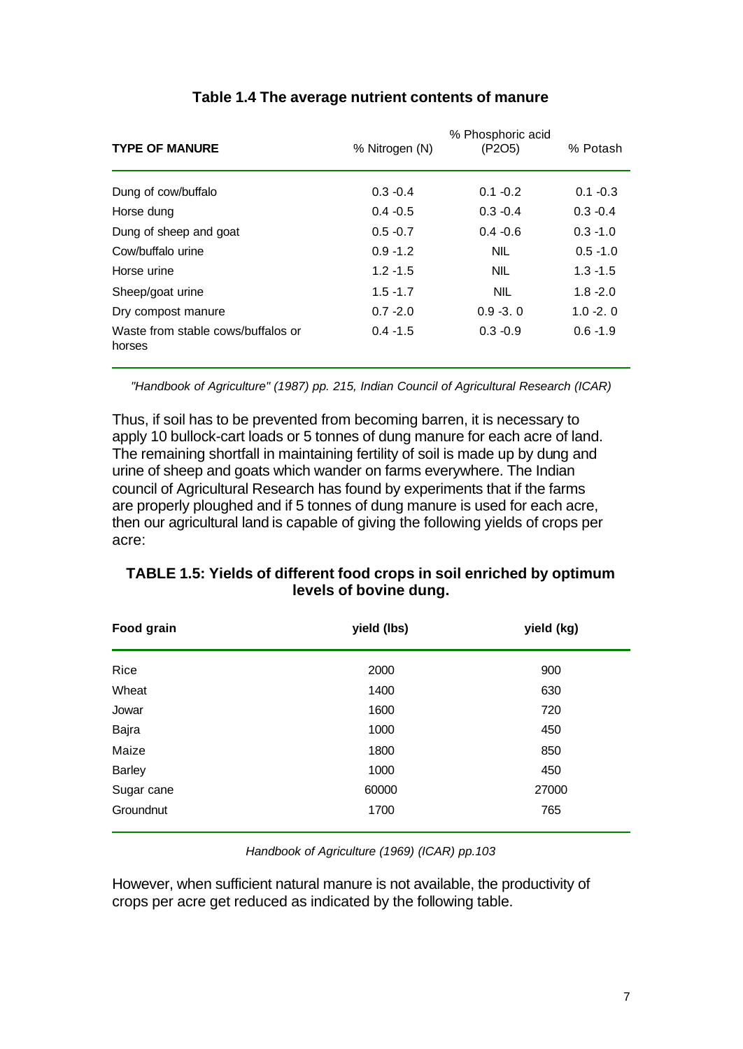## Table 1.4 The average nutrient contents of manure

| TYPE OF MANURE | % Nitrogen (N) | % Phosphoric acid ($P_2O_5$) | % Potash |
|---|---|---|---|
| Dung of cow/buffalo | 0.3 -0.4 | 0.1 -0.2 | 0.1 -0.3 |
| Horse dung | 0.4 -0.5 | 0.3 -0.4 | 0.3 -0.4 |
| Dung of sheep and goat | 0.5 -0.7 | 0.4 -0.6 | 0.3 -1.0 |
| Cow/buffalo urine | 0.9 -1.2 | NIL | 0.5 -1.0 |
| Horse urine | 1.2 -1.5 | NIL | 1.3 -1.5 |
| Sheep/goat urine | 1.5 -1.7 | NIL | 1.8 -2.0 |
| Dry compost manure | 0.7 -2.0 | 0.9 -3. 0 | 1.0 -2. 0 |
| Waste from stable cows/buffalos or horses | 0.4 -1.5 | 0.3 -0.9 | 0.6 -1.9 |

*"Handbook of Agriculture" (1987) pp. 215, Indian Council of Agricultural Research (ICAR)*

Thus, if soil has to be prevented from becoming barren, it is necessary to apply 10 bullock-cart loads or 5 tonnes of dung manure for each acre of land. The remaining shortfall in maintaining fertility of soil is made up by dung and urine of sheep and goats which wander on farms everywhere. The Indian council of Agricultural Research has found by experiments that if the farms are properly ploughed and if 5 tonnes of dung manure is used for each acre, then our agricultural land is capable of giving the following yields of crops per acre:

## TABLE 1.5: Yields of different food crops in soil enriched by optimum levels of bovine dung.

| Food grain | yield (lbs) | yield (kg) |
|---|---|---|
| Rice | 2000 | 900 |
| Wheat | 1400 | 630 |
| Jowar | 1600 | 720 |
| Bajra | 1000 | 450 |
| Maize | 1800 | 850 |
| Barley | 1000 | 450 |
| Sugar cane | 60000 | 27000 |
| Groundnut | 1700 | 765 |

*Handbook of Agriculture (1969) (ICAR) pp.103*

However, when sufficient natural manure is not available, the productivity of crops per acre get reduced as indicated by the following table.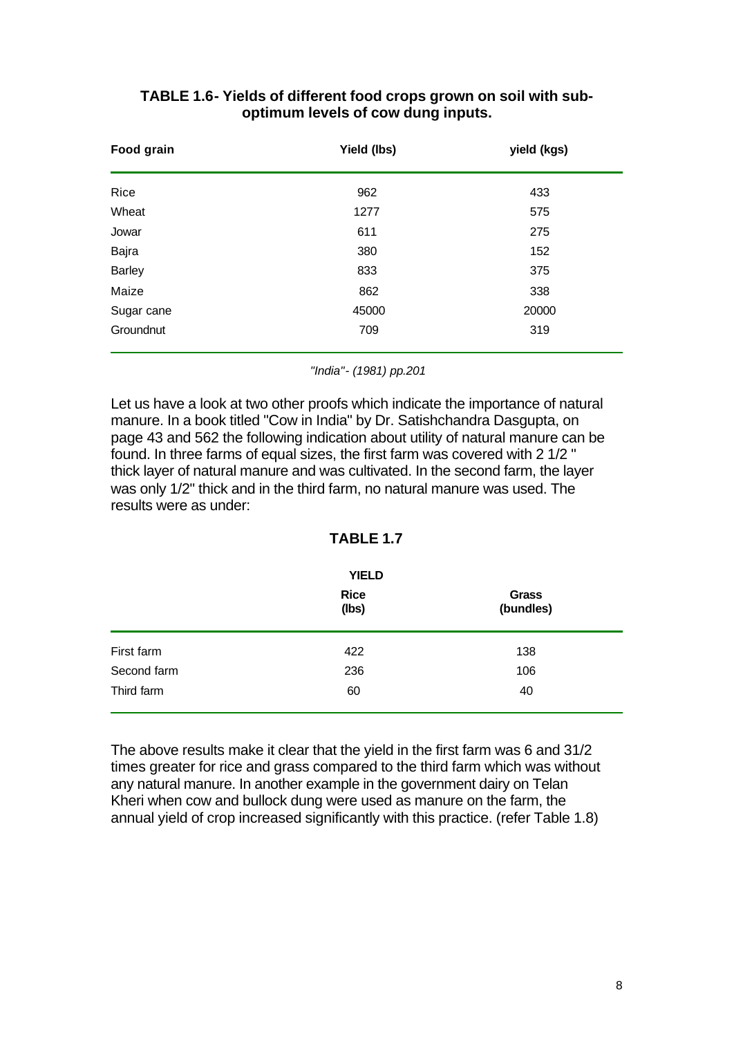**TABLE 1.6- Yields of different food crops grown on soil with sub-optimum levels of cow dung inputs.**

| Food grain | Yield (lbs) | yield (kgs) |
|---|---|---|
| Rice | 962 | 433 |
| Wheat | 1277 | 575 |
| Jowar | 611 | 275 |
| Bajra | 380 | 152 |
| Barley | 833 | 375 |
| Maize | 862 | 338 |
| Sugar cane | 45000 | 20000 |
| Groundnut | 709 | 319 |

*"India"- (1981) pp.201*

Let us have a look at two other proofs which indicate the importance of natural manure. In a book titled "Cow in India" by Dr. Satishchandra Dasgupta, on page 43 and 562 the following indication about utility of natural manure can be found. In three farms of equal sizes, the first farm was covered with 2 1/2 " thick layer of natural manure and was cultivated. In the second farm, the layer was only 1/2" thick and in the third farm, no natural manure was used. The results were as under:

**TABLE 1.7**

| | YIELD | |
|---|---|---|
| | **Rice (lbs)** | **Grass (bundles)** |
| First farm | 422 | 138 |
| Second farm | 236 | 106 |
| Third farm | 60 | 40 |

The above results make it clear that the yield in the first farm was 6 and 31/2 times greater for rice and grass compared to the third farm which was without any natural manure. In another example in the government dairy on Telan Kheri when cow and bullock dung were used as manure on the farm, the annual yield of crop increased significantly with this practice. (refer Table 1.8)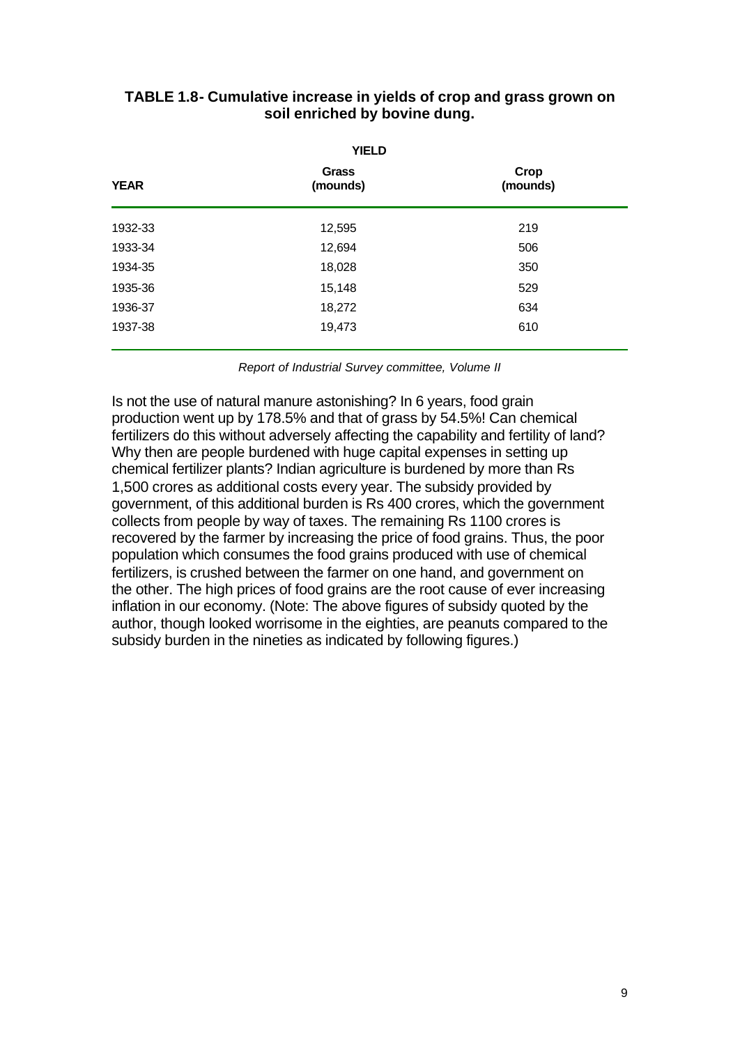**TABLE 1.8- Cumulative increase in yields of crop and grass grown on soil enriched by bovine dung.**

| YEAR | YIELD | |
|---|---|---|
| | **Grass (mounds)** | **Crop (mounds)** |
| 1932-33 | 12,595 | 219 |
| 1933-34 | 12,694 | 506 |
| 1934-35 | 18,028 | 350 |
| 1935-36 | 15,148 | 529 |
| 1936-37 | 18,272 | 634 |
| 1937-38 | 19,473 | 610 |

*Report of Industrial Survey committee, Volume II*

Is not the use of natural manure astonishing? In 6 years, food grain production went up by 178.5% and that of grass by 54.5%! Can chemical fertilizers do this without adversely affecting the capability and fertility of land? Why then are people burdened with huge capital expenses in setting up chemical fertilizer plants? Indian agriculture is burdened by more than Rs 1,500 crores as additional costs every year. The subsidy provided by government, of this additional burden is Rs 400 crores, which the government collects from people by way of taxes. The remaining Rs 1100 crores is recovered by the farmer by increasing the price of food grains. Thus, the poor population which consumes the food grains produced with use of chemical fertilizers, is crushed between the farmer on one hand, and government on the other. The high prices of food grains are the root cause of ever increasing inflation in our economy. (Note: The above figures of subsidy quoted by the author, though looked worrisome in the eighties, are peanuts compared to the subsidy burden in the nineties as indicated by following figures.)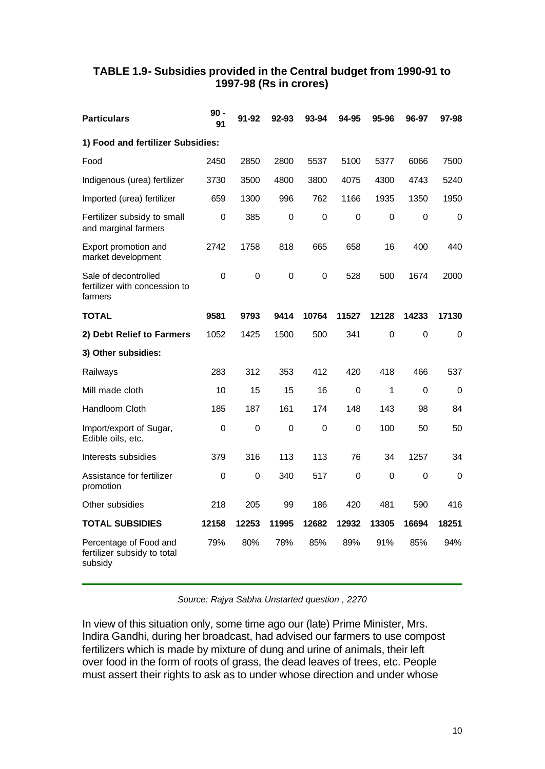### TABLE 1.9- Subsidies provided in the Central budget from 1990-91 to 1997-98 (Rs in crores)

| Particulars | 90 - 91 | 91-92 | 92-93 | 93-94 | 94-95 | 95-96 | 96-97 | 97-98 |
|---|---|---|---|---|---|---|---|---|
| **1) Food and fertilizer Subsidies:** | | | | | | | | |
| Food | 2450 | 2850 | 2800 | 5537 | 5100 | 5377 | 6066 | 7500 |
| Indigenous (urea) fertilizer | 3730 | 3500 | 4800 | 3800 | 4075 | 4300 | 4743 | 5240 |
| Imported (urea) fertilizer | 659 | 1300 | 996 | 762 | 1166 | 1935 | 1350 | 1950 |
| Fertilizer subsidy to small and marginal farmers | 0 | 385 | 0 | 0 | 0 | 0 | 0 | 0 |
| Export promotion and market development | 2742 | 1758 | 818 | 665 | 658 | 16 | 400 | 440 |
| Sale of decontrolled fertilizer with concession to farmers | 0 | 0 | 0 | 0 | 528 | 500 | 1674 | 2000 |
| **TOTAL** | **9581** | **9793** | **9414** | **10764** | **11527** | **12128** | **14233** | **17130** |
| **2) Debt Relief to Farmers** | 1052 | 1425 | 1500 | 500 | 341 | 0 | 0 | 0 |
| **3) Other subsidies:** | | | | | | | | |
| Railways | 283 | 312 | 353 | 412 | 420 | 418 | 466 | 537 |
| Mill made cloth | 10 | 15 | 15 | 16 | 0 | 1 | 0 | 0 |
| Handloom Cloth | 185 | 187 | 161 | 174 | 148 | 143 | 98 | 84 |
| Import/export of Sugar, Edible oils, etc. | 0 | 0 | 0 | 0 | 0 | 100 | 50 | 50 |
| Interests subsidies | 379 | 316 | 113 | 113 | 76 | 34 | 1257 | 34 |
| Assistance for fertilizer promotion | 0 | 0 | 340 | 517 | 0 | 0 | 0 | 0 |
| Other subsidies | 218 | 205 | 99 | 186 | 420 | 481 | 590 | 416 |
| **TOTAL SUBSIDIES** | **12158** | **12253** | **11995** | **12682** | **12932** | **13305** | **16694** | **18251** |
| Percentage of Food and fertilizer subsidy to total subsidy | 79% | 80% | 78% | 85% | 89% | 91% | 85% | 94% |

*Source: Rajya Sabha Unstarted question , 2270*

In view of this situation only, some time ago our (late) Prime Minister, Mrs. Indira Gandhi, during her broadcast, had advised our farmers to use compost fertilizers which is made by mixture of dung and urine of animals, their left over food in the form of roots of grass, the dead leaves of trees, etc. People must assert their rights to ask as to under whose direction and under whose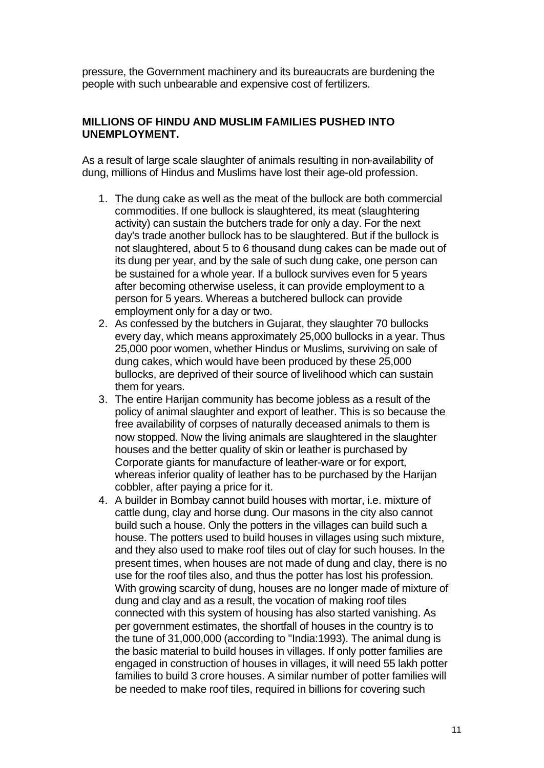pressure, the Government machinery and its bureaucrats are burdening the people with such unbearable and expensive cost of fertilizers.

**MILLIONS OF HINDU AND MUSLIM FAMILIES PUSHED INTO UNEMPLOYMENT.**

As a result of large scale slaughter of animals resulting in non-availability of dung, millions of Hindus and Muslims have lost their age-old profession.

1. The dung cake as well as the meat of the bullock are both commercial commodities. If one bullock is slaughtered, its meat (slaughtering activity) can sustain the butchers trade for only a day. For the next day's trade another bullock has to be slaughtered. But if the bullock is not slaughtered, about 5 to 6 thousand dung cakes can be made out of its dung per year, and by the sale of such dung cake, one person can be sustained for a whole year. If a bullock survives even for 5 years after becoming otherwise useless, it can provide employment to a person for 5 years. Whereas a butchered bullock can provide employment only for a day or two.
2. As confessed by the butchers in Gujarat, they slaughter 70 bullocks every day, which means approximately 25,000 bullocks in a year. Thus 25,000 poor women, whether Hindus or Muslims, surviving on sale of dung cakes, which would have been produced by these 25,000 bullocks, are deprived of their source of livelihood which can sustain them for years.
3. The entire Harijan community has become jobless as a result of the policy of animal slaughter and export of leather. This is so because the free availability of corpses of naturally deceased animals to them is now stopped. Now the living animals are slaughtered in the slaughter houses and the better quality of skin or leather is purchased by Corporate giants for manufacture of leather-ware or for export, whereas inferior quality of leather has to be purchased by the Harijan cobbler, after paying a price for it.
4. A builder in Bombay cannot build houses with mortar, i.e. mixture of cattle dung, clay and horse dung. Our masons in the city also cannot build such a house. Only the potters in the villages can build such a house. The potters used to build houses in villages using such mixture, and they also used to make roof tiles out of clay for such houses. In the present times, when houses are not made of dung and clay, there is no use for the roof tiles also, and thus the potter has lost his profession. With growing scarcity of dung, houses are no longer made of mixture of dung and clay and as a result, the vocation of making roof tiles connected with this system of housing has also started vanishing. As per government estimates, the shortfall of houses in the country is to the tune of 31,000,000 (according to "India:1993). The animal dung is the basic material to build houses in villages. If only potter families are engaged in construction of houses in villages, it will need 55 lakh potter families to build 3 crore houses. A similar number of potter families will be needed to make roof tiles, required in billions for covering such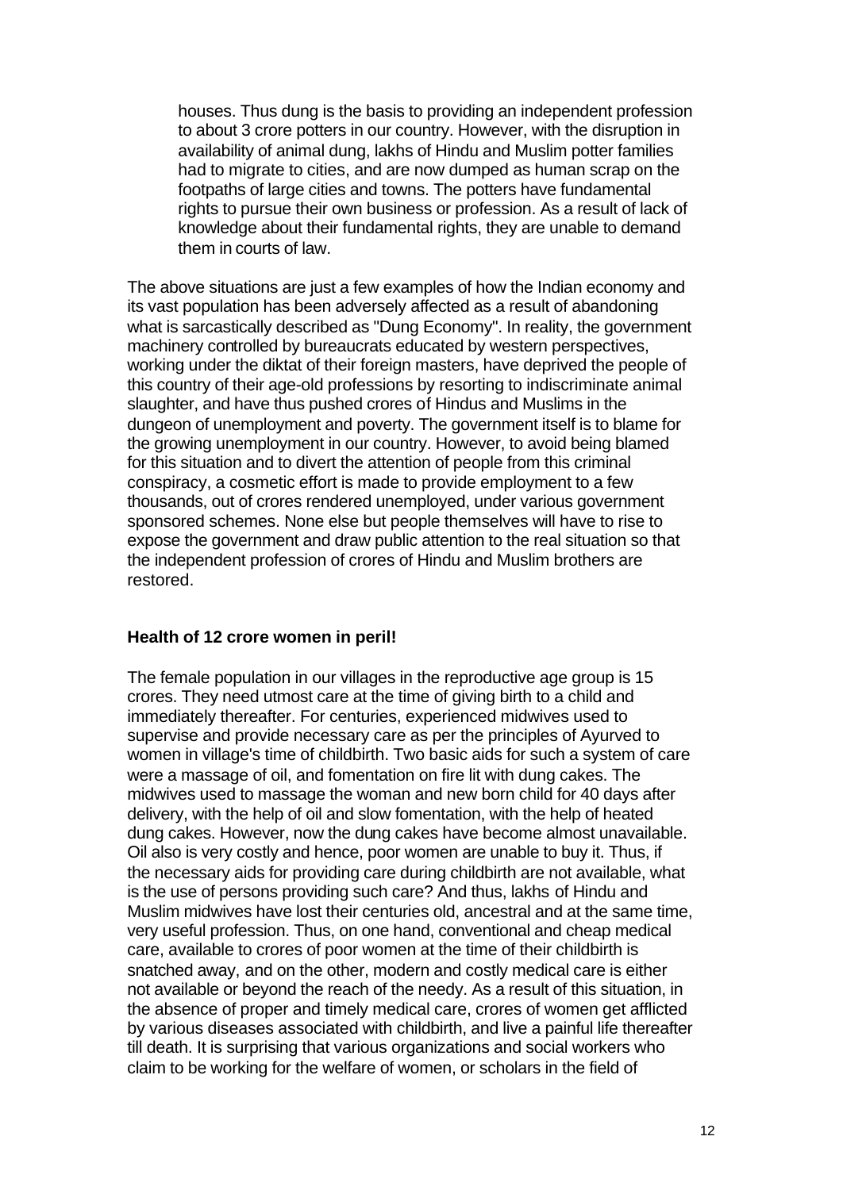houses. Thus dung is the basis to providing an independent profession to about 3 crore potters in our country. However, with the disruption in availability of animal dung, lakhs of Hindu and Muslim potter families had to migrate to cities, and are now dumped as human scrap on the footpaths of large cities and towns. The potters have fundamental rights to pursue their own business or profession. As a result of lack of knowledge about their fundamental rights, they are unable to demand them in courts of law.

The above situations are just a few examples of how the Indian economy and its vast population has been adversely affected as a result of abandoning what is sarcastically described as "Dung Economy". In reality, the government machinery controlled by bureaucrats educated by western perspectives, working under the diktat of their foreign masters, have deprived the people of this country of their age-old professions by resorting to indiscriminate animal slaughter, and have thus pushed crores of Hindus and Muslims in the dungeon of unemployment and poverty. The government itself is to blame for the growing unemployment in our country. However, to avoid being blamed for this situation and to divert the attention of people from this criminal conspiracy, a cosmetic effort is made to provide employment to a few thousands, out of crores rendered unemployed, under various government sponsored schemes. None else but people themselves will have to rise to expose the government and draw public attention to the real situation so that the independent profession of crores of Hindu and Muslim brothers are restored.

### Health of 12 crore women in peril!

The female population in our villages in the reproductive age group is 15 crores. They need utmost care at the time of giving birth to a child and immediately thereafter. For centuries, experienced midwives used to supervise and provide necessary care as per the principles of Ayurved to women in village's time of childbirth. Two basic aids for such a system of care were a massage of oil, and fomentation on fire lit with dung cakes. The midwives used to massage the woman and new born child for 40 days after delivery, with the help of oil and slow fomentation, with the help of heated dung cakes. However, now the dung cakes have become almost unavailable. Oil also is very costly and hence, poor women are unable to buy it. Thus, if the necessary aids for providing care during childbirth are not available, what is the use of persons providing such care? And thus, lakhs of Hindu and Muslim midwives have lost their centuries old, ancestral and at the same time, very useful profession. Thus, on one hand, conventional and cheap medical care, available to crores of poor women at the time of their childbirth is snatched away, and on the other, modern and costly medical care is either not available or beyond the reach of the needy. As a result of this situation, in the absence of proper and timely medical care, crores of women get afflicted by various diseases associated with childbirth, and live a painful life thereafter till death. It is surprising that various organizations and social workers who claim to be working for the welfare of women, or scholars in the field of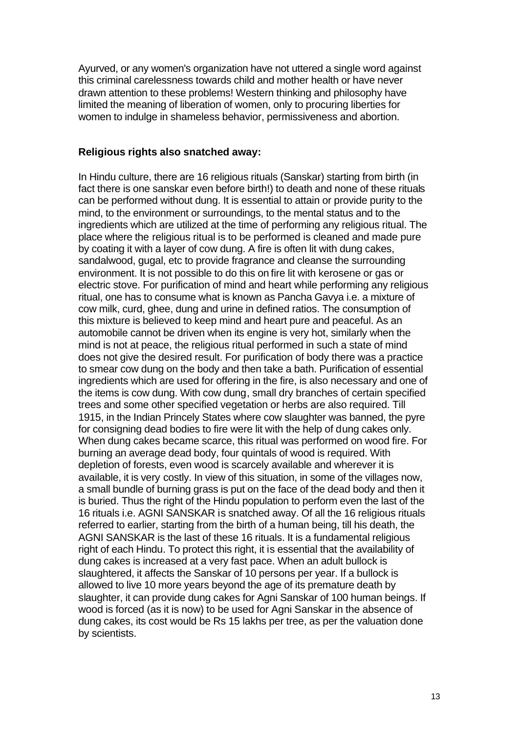Ayurved, or any women's organization have not uttered a single word against this criminal carelessness towards child and mother health or have never drawn attention to these problems! Western thinking and philosophy have limited the meaning of liberation of women, only to procuring liberties for women to indulge in shameless behavior, permissiveness and abortion.

**Religious rights also snatched away:**

In Hindu culture, there are 16 religious rituals (Sanskar) starting from birth (in fact there is one sanskar even before birth!) to death and none of these rituals can be performed without dung. It is essential to attain or provide purity to the mind, to the environment or surroundings, to the mental status and to the ingredients which are utilized at the time of performing any religious ritual. The place where the religious ritual is to be performed is cleaned and made pure by coating it with a layer of cow dung. A fire is often lit with dung cakes, sandalwood, gugal, etc to provide fragrance and cleanse the surrounding environment. It is not possible to do this on fire lit with kerosene or gas or electric stove. For purification of mind and heart while performing any religious ritual, one has to consume what is known as Pancha Gavya i.e. a mixture of cow milk, curd, ghee, dung and urine in defined ratios. The consumption of this mixture is believed to keep mind and heart pure and peaceful. As an automobile cannot be driven when its engine is very hot, similarly when the mind is not at peace, the religious ritual performed in such a state of mind does not give the desired result. For purification of body there was a practice to smear cow dung on the body and then take a bath. Purification of essential ingredients which are used for offering in the fire, is also necessary and one of the items is cow dung. With cow dung, small dry branches of certain specified trees and some other specified vegetation or herbs are also required. Till 1915, in the Indian Princely States where cow slaughter was banned, the pyre for consigning dead bodies to fire were lit with the help of dung cakes only. When dung cakes became scarce, this ritual was performed on wood fire. For burning an average dead body, four quintals of wood is required. With depletion of forests, even wood is scarcely available and wherever it is available, it is very costly. In view of this situation, in some of the villages now, a small bundle of burning grass is put on the face of the dead body and then it is buried. Thus the right of the Hindu population to perform even the last of the 16 rituals i.e. AGNI SANSKAR is snatched away. Of all the 16 religious rituals referred to earlier, starting from the birth of a human being, till his death, the AGNI SANSKAR is the last of these 16 rituals. It is a fundamental religious right of each Hindu. To protect this right, it is essential that the availability of dung cakes is increased at a very fast pace. When an adult bullock is slaughtered, it affects the Sanskar of 10 persons per year. If a bullock is allowed to live 10 more years beyond the age of its premature death by slaughter, it can provide dung cakes for Agni Sanskar of 100 human beings. If wood is forced (as it is now) to be used for Agni Sanskar in the absence of dung cakes, its cost would be Rs 15 lakhs per tree, as per the valuation done by scientists.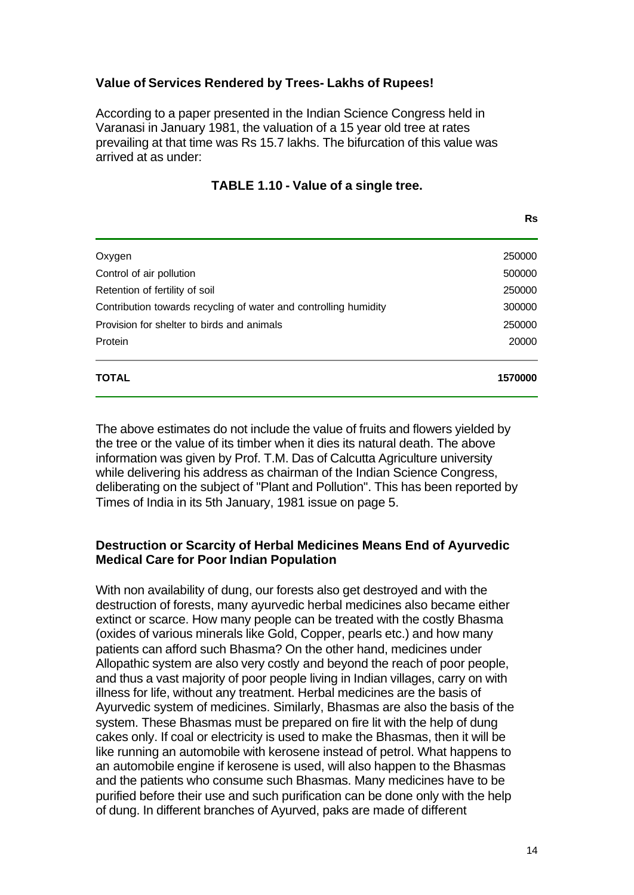### Value of Services Rendered by Trees- Lakhs of Rupees!

According to a paper presented in the Indian Science Congress held in Varanasi in January 1981, the valuation of a 15 year old tree at rates prevailing at that time was Rs 15.7 lakhs. The bifurcation of this value was arrived at as under:

**TABLE 1.10 - Value of a single tree.**

| | Rs |
|---|---|
| Oxygen | 250000 |
| Control of air pollution | 500000 |
| Retention of fertility of soil | 250000 |
| Contribution towards recycling of water and controlling humidity | 300000 |
| Provision for shelter to birds and animals | 250000 |
| Protein | 20000 |
| **TOTAL** | **1570000** |

The above estimates do not include the value of fruits and flowers yielded by the tree or the value of its timber when it dies its natural death. The above information was given by Prof. T.M. Das of Calcutta Agriculture university while delivering his address as chairman of the Indian Science Congress, deliberating on the subject of "Plant and Pollution". This has been reported by Times of India in its 5th January, 1981 issue on page 5.

### Destruction or Scarcity of Herbal Medicines Means End of Ayurvedic Medical Care for Poor Indian Population

With non availability of dung, our forests also get destroyed and with the destruction of forests, many ayurvedic herbal medicines also became either extinct or scarce. How many people can be treated with the costly Bhasma (oxides of various minerals like Gold, Copper, pearls etc.) and how many patients can afford such Bhasma? On the other hand, medicines under Allopathic system are also very costly and beyond the reach of poor people, and thus a vast majority of poor people living in Indian villages, carry on with illness for life, without any treatment. Herbal medicines are the basis of Ayurvedic system of medicines. Similarly, Bhasmas are also the basis of the system. These Bhasmas must be prepared on fire lit with the help of dung cakes only. If coal or electricity is used to make the Bhasmas, then it will be like running an automobile with kerosene instead of petrol. What happens to an automobile engine if kerosene is used, will also happen to the Bhasmas and the patients who consume such Bhasmas. Many medicines have to be purified before their use and such purification can be done only with the help of dung. In different branches of Ayurved, paks are made of different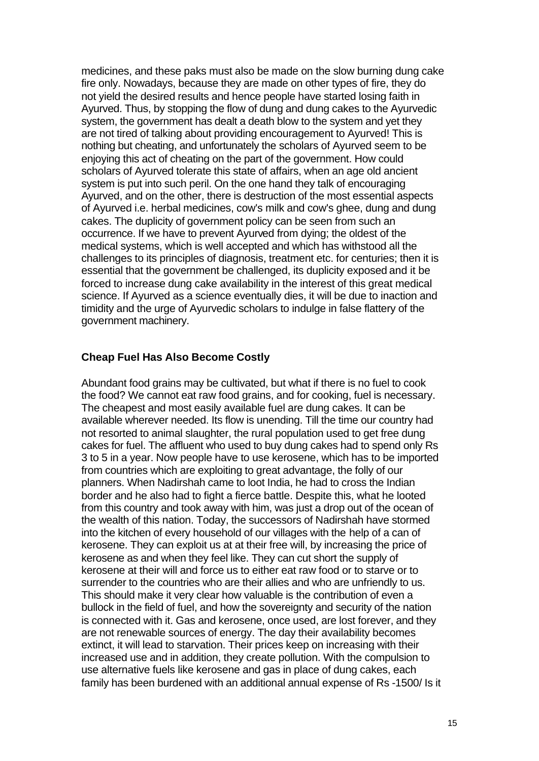medicines, and these paks must also be made on the slow burning dung cake fire only. Nowadays, because they are made on other types of fire, they do not yield the desired results and hence people have started losing faith in Ayurved. Thus, by stopping the flow of dung and dung cakes to the Ayurvedic system, the government has dealt a death blow to the system and yet they are not tired of talking about providing encouragement to Ayurved! This is nothing but cheating, and unfortunately the scholars of Ayurved seem to be enjoying this act of cheating on the part of the government. How could scholars of Ayurved tolerate this state of affairs, when an age old ancient system is put into such peril. On the one hand they talk of encouraging Ayurved, and on the other, there is destruction of the most essential aspects of Ayurved i.e. herbal medicines, cow's milk and cow's ghee, dung and dung cakes. The duplicity of government policy can be seen from such an occurrence. If we have to prevent Ayurved from dying; the oldest of the medical systems, which is well accepted and which has withstood all the challenges to its principles of diagnosis, treatment etc. for centuries; then it is essential that the government be challenged, its duplicity exposed and it be forced to increase dung cake availability in the interest of this great medical science. If Ayurved as a science eventually dies, it will be due to inaction and timidity and the urge of Ayurvedic scholars to indulge in false flattery of the government machinery.

### Cheap Fuel Has Also Become Costly

Abundant food grains may be cultivated, but what if there is no fuel to cook the food? We cannot eat raw food grains, and for cooking, fuel is necessary. The cheapest and most easily available fuel are dung cakes. It can be available wherever needed. Its flow is unending. Till the time our country had not resorted to animal slaughter, the rural population used to get free dung cakes for fuel. The affluent who used to buy dung cakes had to spend only Rs 3 to 5 in a year. Now people have to use kerosene, which has to be imported from countries which are exploiting to great advantage, the folly of our planners. When Nadirshah came to loot India, he had to cross the Indian border and he also had to fight a fierce battle. Despite this, what he looted from this country and took away with him, was just a drop out of the ocean of the wealth of this nation. Today, the successors of Nadirshah have stormed into the kitchen of every household of our villages with the help of a can of kerosene. They can exploit us at at their free will, by increasing the price of kerosene as and when they feel like. They can cut short the supply of kerosene at their will and force us to either eat raw food or to starve or to surrender to the countries who are their allies and who are unfriendly to us. This should make it very clear how valuable is the contribution of even a bullock in the field of fuel, and how the sovereignty and security of the nation is connected with it. Gas and kerosene, once used, are lost forever, and they are not renewable sources of energy. The day their availability becomes extinct, it will lead to starvation. Their prices keep on increasing with their increased use and in addition, they create pollution. With the compulsion to use alternative fuels like kerosene and gas in place of dung cakes, each family has been burdened with an additional annual expense of Rs -1500/ Is it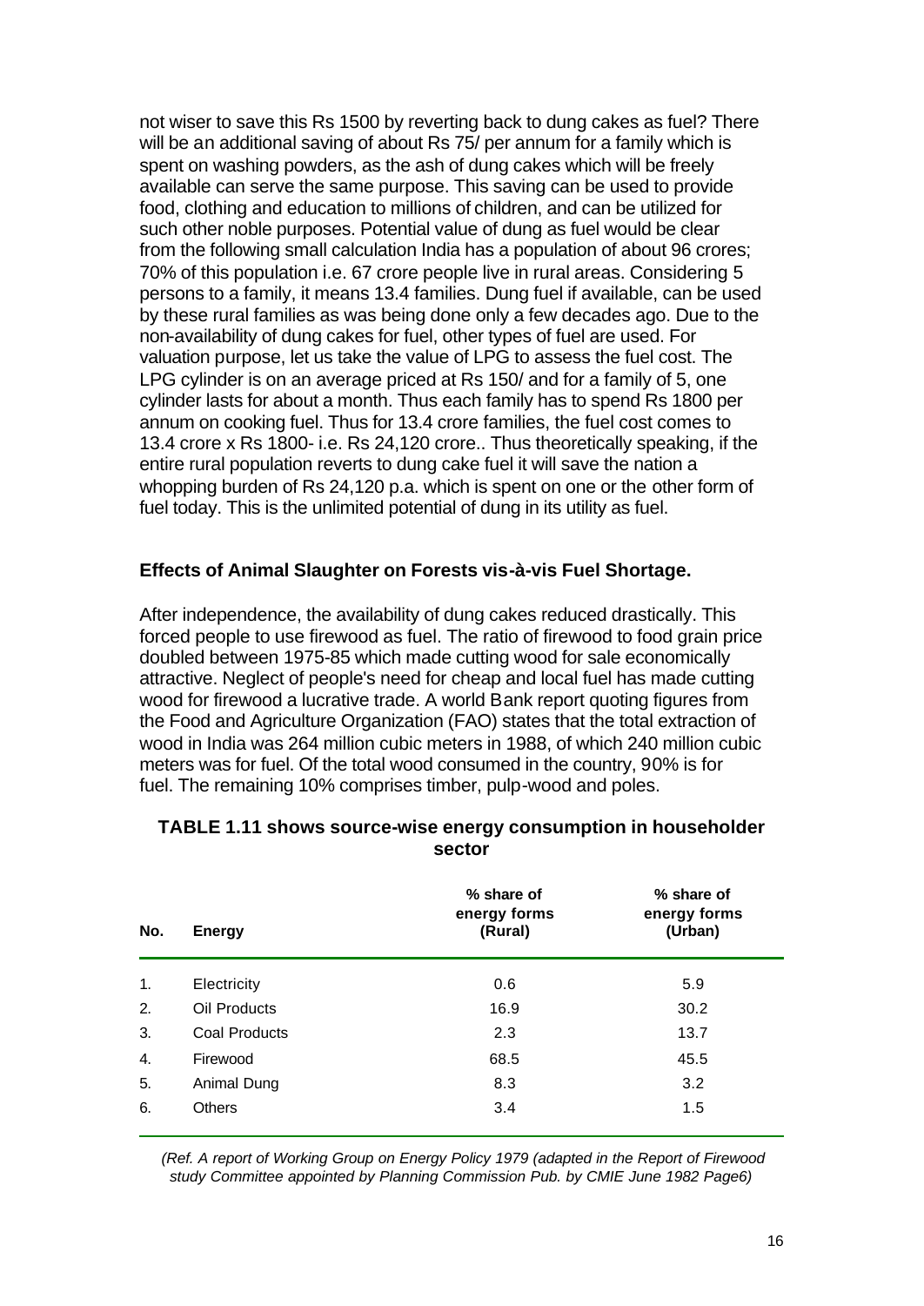not wiser to save this Rs 1500 by reverting back to dung cakes as fuel? There will be an additional saving of about Rs 75/ per annum for a family which is spent on washing powders, as the ash of dung cakes which will be freely available can serve the same purpose. This saving can be used to provide food, clothing and education to millions of children, and can be utilized for such other noble purposes. Potential value of dung as fuel would be clear from the following small calculation India has a population of about 96 crores; 70% of this population i.e. 67 crore people live in rural areas. Considering 5 persons to a family, it means 13.4 families. Dung fuel if available, can be used by these rural families as was being done only a few decades ago. Due to the non-availability of dung cakes for fuel, other types of fuel are used. For valuation purpose, let us take the value of LPG to assess the fuel cost. The LPG cylinder is on an average priced at Rs 150/ and for a family of 5, one cylinder lasts for about a month. Thus each family has to spend Rs 1800 per annum on cooking fuel. Thus for 13.4 crore families, the fuel cost comes to 13.4 crore x Rs 1800- i.e. Rs 24,120 crore.. Thus theoretically speaking, if the entire rural population reverts to dung cake fuel it will save the nation a whopping burden of Rs 24,120 p.a. which is spent on one or the other form of fuel today. This is the unlimited potential of dung in its utility as fuel.

**Effects of Animal Slaughter on Forests vis-à-vis Fuel Shortage.**

After independence, the availability of dung cakes reduced drastically. This forced people to use firewood as fuel. The ratio of firewood to food grain price doubled between 1975-85 which made cutting wood for sale economically attractive. Neglect of people's need for cheap and local fuel has made cutting wood for firewood a lucrative trade. A world Bank report quoting figures from the Food and Agriculture Organization (FAO) states that the total extraction of wood in India was 264 million cubic meters in 1988, of which 240 million cubic meters was for fuel. Of the total wood consumed in the country, 90% is for fuel. The remaining 10% comprises timber, pulp-wood and poles.

**TABLE 1.11 shows source-wise energy consumption in householder sector**

| No. | Energy | % share of energy forms (Rural) | % share of energy forms (Urban) |
|---|---|---|---|
| 1. | Electricity | 0.6 | 5.9 |
| 2. | Oil Products | 16.9 | 30.2 |
| 3. | Coal Products | 2.3 | 13.7 |
| 4. | Firewood | 68.5 | 45.5 |
| 5. | Animal Dung | 8.3 | 3.2 |
| 6. | Others | 3.4 | 1.5 |

*(Ref. A report of Working Group on Energy Policy 1979 (adapted in the Report of Firewood study Committee appointed by Planning Commission Pub. by CMIE June 1982 Page6)*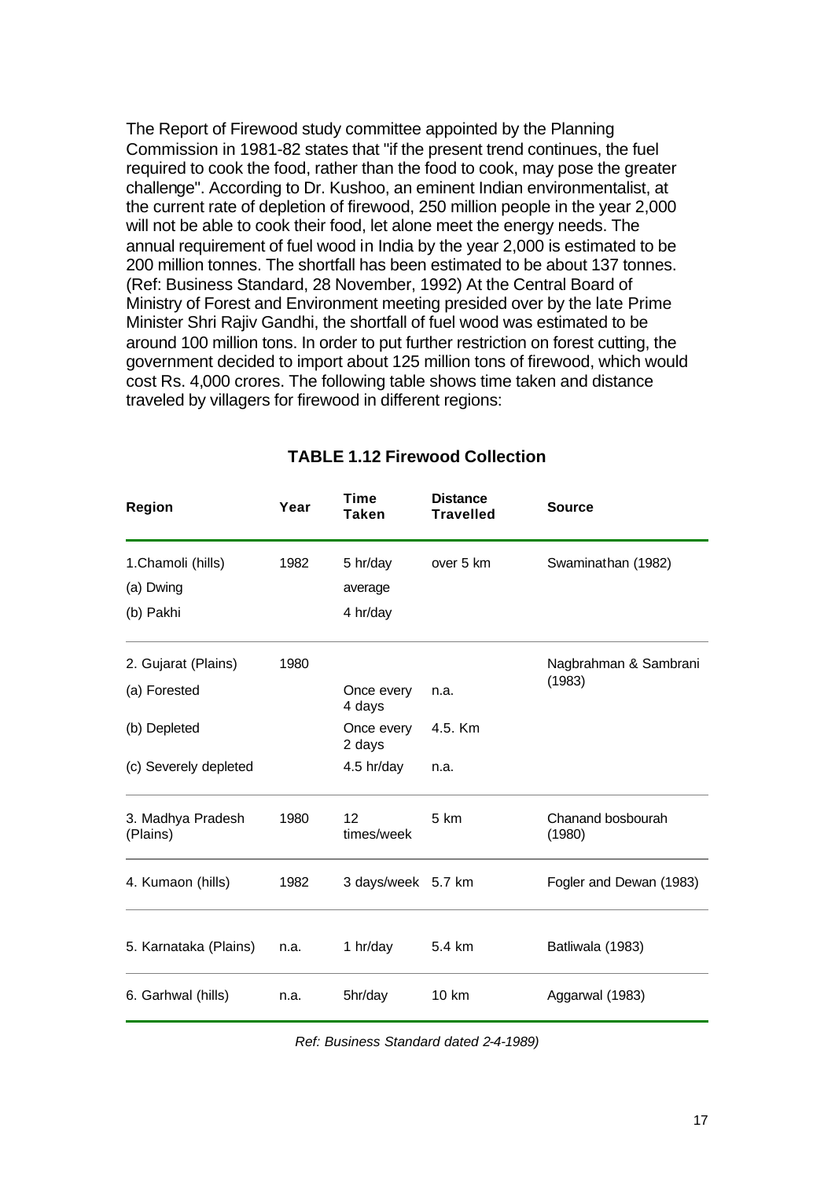The Report of Firewood study committee appointed by the Planning Commission in 1981-82 states that "if the present trend continues, the fuel required to cook the food, rather than the food to cook, may pose the greater challenge". According to Dr. Kushoo, an eminent Indian environmentalist, at the current rate of depletion of firewood, 250 million people in the year 2,000 will not be able to cook their food, let alone meet the energy needs. The annual requirement of fuel wood in India by the year 2,000 is estimated to be 200 million tonnes. The shortfall has been estimated to be about 137 tonnes. (Ref: Business Standard, 28 November, 1992) At the Central Board of Ministry of Forest and Environment meeting presided over by the late Prime Minister Shri Rajiv Gandhi, the shortfall of fuel wood was estimated to be around 100 million tons. In order to put further restriction on forest cutting, the government decided to import about 125 million tons of firewood, which would cost Rs. 4,000 crores. The following table shows time taken and distance traveled by villagers for firewood in different regions:

### TABLE 1.12 Firewood Collection

| Region | Year | Time Taken | Distance Travelled | Source |
|---|---|---|---|---|
| 1.Chamoli (hills) | 1982 | 5 hr/day | over 5 km | Swaminathan (1982) |
| (a) Dwing | | average | | |
| (b) Pakhi | | 4 hr/day | | |
| 2. Gujarat (Plains) | 1980 | | | Nagbrahman & Sambrani (1983) |
| (a) Forested | | Once every 4 days | n.a. | |
| (b) Depleted | | Once every 2 days | 4.5. Km | |
| (c) Severely depleted | | 4.5 hr/day | n.a. | |
| 3. Madhya Pradesh (Plains) | 1980 | 12 times/week | 5 km | Chanand bosbourah (1980) |
| 4. Kumaon (hills) | 1982 | 3 days/week | 5.7 km | Fogler and Dewan (1983) |
| 5. Karnataka (Plains) | n.a. | 1 hr/day | 5.4 km | Batliwala (1983) |
| 6. Garhwal (hills) | n.a. | 5hr/day | 10 km | Aggarwal (1983) |

*Ref: Business Standard dated 2-4-1989)*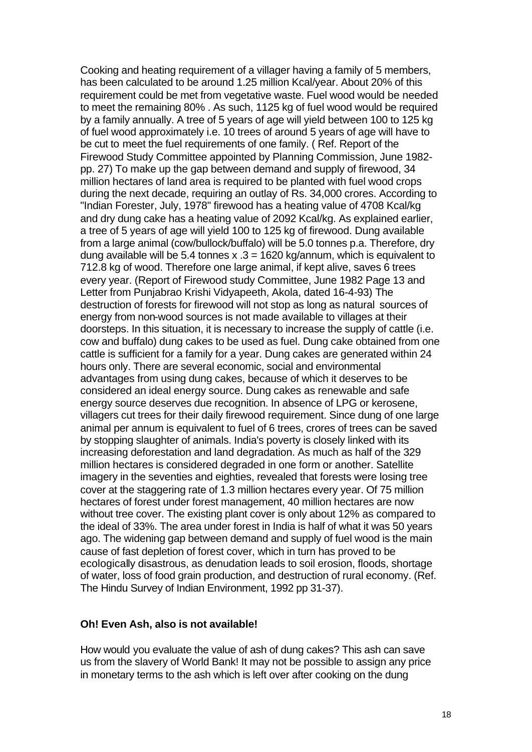Cooking and heating requirement of a villager having a family of 5 members, has been calculated to be around 1.25 million Kcal/year. About 20% of this requirement could be met from vegetative waste. Fuel wood would be needed to meet the remaining 80% . As such, 1125 kg of fuel wood would be required by a family annually. A tree of 5 years of age will yield between 100 to 125 kg of fuel wood approximately i.e. 10 trees of around 5 years of age will have to be cut to meet the fuel requirements of one family. ( Ref. Report of the Firewood Study Committee appointed by Planning Commission, June 1982- pp. 27) To make up the gap between demand and supply of firewood, 34 million hectares of land area is required to be planted with fuel wood crops during the next decade, requiring an outlay of Rs. 34,000 crores. According to "Indian Forester, July, 1978" firewood has a heating value of 4708 Kcal/kg and dry dung cake has a heating value of 2092 Kcal/kg. As explained earlier, a tree of 5 years of age will yield 100 to 125 kg of firewood. Dung available from a large animal (cow/bullock/buffalo) will be 5.0 tonnes p.a. Therefore, dry dung available will be 5.4 tonnes x .3 = 1620 kg/annum, which is equivalent to 712.8 kg of wood. Therefore one large animal, if kept alive, saves 6 trees every year. (Report of Firewood study Committee, June 1982 Page 13 and Letter from Punjabrao Krishi Vidyapeeth, Akola, dated 16-4-93) The destruction of forests for firewood will not stop as long as natural sources of energy from non-wood sources is not made available to villages at their doorsteps. In this situation, it is necessary to increase the supply of cattle (i.e. cow and buffalo) dung cakes to be used as fuel. Dung cake obtained from one cattle is sufficient for a family for a year. Dung cakes are generated within 24 hours only. There are several economic, social and environmental advantages from using dung cakes, because of which it deserves to be considered an ideal energy source. Dung cakes as renewable and safe energy source deserves due recognition. In absence of LPG or kerosene, villagers cut trees for their daily firewood requirement. Since dung of one large animal per annum is equivalent to fuel of 6 trees, crores of trees can be saved by stopping slaughter of animals. India's poverty is closely linked with its increasing deforestation and land degradation. As much as half of the 329 million hectares is considered degraded in one form or another. Satellite imagery in the seventies and eighties, revealed that forests were losing tree cover at the staggering rate of 1.3 million hectares every year. Of 75 million hectares of forest under forest management, 40 million hectares are now without tree cover. The existing plant cover is only about 12% as compared to the ideal of 33%. The area under forest in India is half of what it was 50 years ago. The widening gap between demand and supply of fuel wood is the main cause of fast depletion of forest cover, which in turn has proved to be ecologically disastrous, as denudation leads to soil erosion, floods, shortage of water, loss of food grain production, and destruction of rural economy. (Ref. The Hindu Survey of Indian Environment, 1992 pp 31-37).

**Oh! Even Ash, also is not available!**

How would you evaluate the value of ash of dung cakes? This ash can save us from the slavery of World Bank! It may not be possible to assign any price in monetary terms to the ash which is left over after cooking on the dung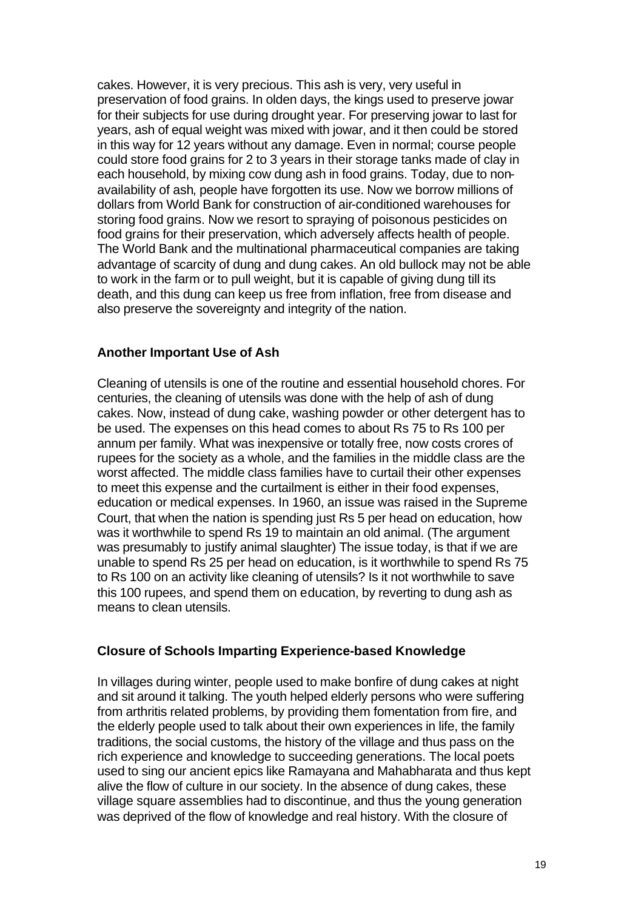cakes. However, it is very precious. This ash is very, very useful in preservation of food grains. In olden days, the kings used to preserve jowar for their subjects for use during drought year. For preserving jowar to last for years, ash of equal weight was mixed with jowar, and it then could be stored in this way for 12 years without any damage. Even in normal; course people could store food grains for 2 to 3 years in their storage tanks made of clay in each household, by mixing cow dung ash in food grains. Today, due to non-availability of ash, people have forgotten its use. Now we borrow millions of dollars from World Bank for construction of air-conditioned warehouses for storing food grains. Now we resort to spraying of poisonous pesticides on food grains for their preservation, which adversely affects health of people. The World Bank and the multinational pharmaceutical companies are taking advantage of scarcity of dung and dung cakes. An old bullock may not be able to work in the farm or to pull weight, but it is capable of giving dung till its death, and this dung can keep us free from inflation, free from disease and also preserve the sovereignty and integrity of the nation.

### Another Important Use of Ash

Cleaning of utensils is one of the routine and essential household chores. For centuries, the cleaning of utensils was done with the help of ash of dung cakes. Now, instead of dung cake, washing powder or other detergent has to be used. The expenses on this head comes to about Rs 75 to Rs 100 per annum per family. What was inexpensive or totally free, now costs crores of rupees for the society as a whole, and the families in the middle class are the worst affected. The middle class families have to curtail their other expenses to meet this expense and the curtailment is either in their food expenses, education or medical expenses. In 1960, an issue was raised in the Supreme Court, that when the nation is spending just Rs 5 per head on education, how was it worthwhile to spend Rs 19 to maintain an old animal. (The argument was presumably to justify animal slaughter) The issue today, is that if we are unable to spend Rs 25 per head on education, is it worthwhile to spend Rs 75 to Rs 100 on an activity like cleaning of utensils? Is it not worthwhile to save this 100 rupees, and spend them on education, by reverting to dung ash as means to clean utensils.

### Closure of Schools Imparting Experience-based Knowledge

In villages during winter, people used to make bonfire of dung cakes at night and sit around it talking. The youth helped elderly persons who were suffering from arthritis related problems, by providing them fomentation from fire, and the elderly people used to talk about their own experiences in life, the family traditions, the social customs, the history of the village and thus pass on the rich experience and knowledge to succeeding generations. The local poets used to sing our ancient epics like Ramayana and Mahabharata and thus kept alive the flow of culture in our society. In the absence of dung cakes, these village square assemblies had to discontinue, and thus the young generation was deprived of the flow of knowledge and real history. With the closure of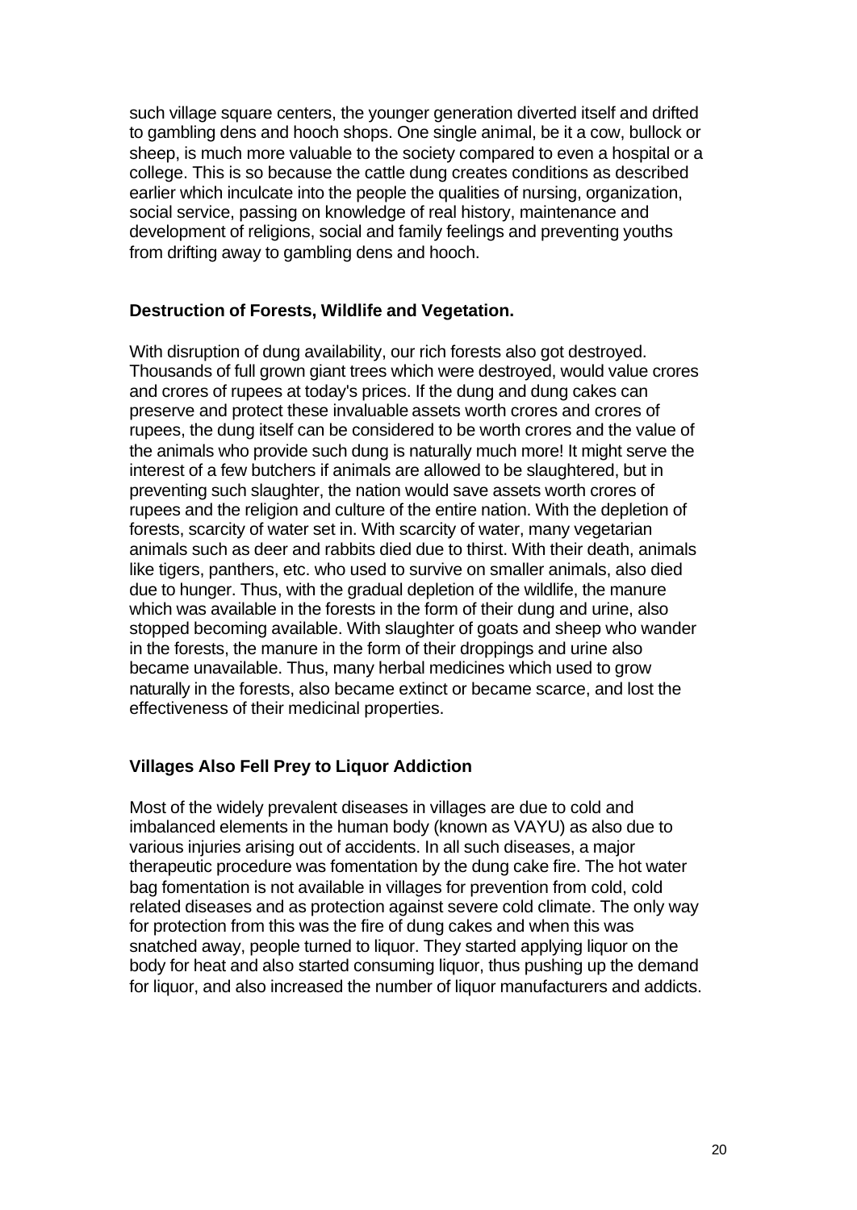such village square centers, the younger generation diverted itself and drifted to gambling dens and hooch shops. One single animal, be it a cow, bullock or sheep, is much more valuable to the society compared to even a hospital or a college. This is so because the cattle dung creates conditions as described earlier which inculcate into the people the qualities of nursing, organization, social service, passing on knowledge of real history, maintenance and development of religions, social and family feelings and preventing youths from drifting away to gambling dens and hooch.

**Destruction of Forests, Wildlife and Vegetation.**

With disruption of dung availability, our rich forests also got destroyed. Thousands of full grown giant trees which were destroyed, would value crores and crores of rupees at today's prices. If the dung and dung cakes can preserve and protect these invaluable assets worth crores and crores of rupees, the dung itself can be considered to be worth crores and the value of the animals who provide such dung is naturally much more! It might serve the interest of a few butchers if animals are allowed to be slaughtered, but in preventing such slaughter, the nation would save assets worth crores of rupees and the religion and culture of the entire nation. With the depletion of forests, scarcity of water set in. With scarcity of water, many vegetarian animals such as deer and rabbits died due to thirst. With their death, animals like tigers, panthers, etc. who used to survive on smaller animals, also died due to hunger. Thus, with the gradual depletion of the wildlife, the manure which was available in the forests in the form of their dung and urine, also stopped becoming available. With slaughter of goats and sheep who wander in the forests, the manure in the form of their droppings and urine also became unavailable. Thus, many herbal medicines which used to grow naturally in the forests, also became extinct or became scarce, and lost the effectiveness of their medicinal properties.

**Villages Also Fell Prey to Liquor Addiction**

Most of the widely prevalent diseases in villages are due to cold and imbalanced elements in the human body (known as VAYU) as also due to various injuries arising out of accidents. In all such diseases, a major therapeutic procedure was fomentation by the dung cake fire. The hot water bag fomentation is not available in villages for prevention from cold, cold related diseases and as protection against severe cold climate. The only way for protection from this was the fire of dung cakes and when this was snatched away, people turned to liquor. They started applying liquor on the body for heat and also started consuming liquor, thus pushing up the demand for liquor, and also increased the number of liquor manufacturers and addicts.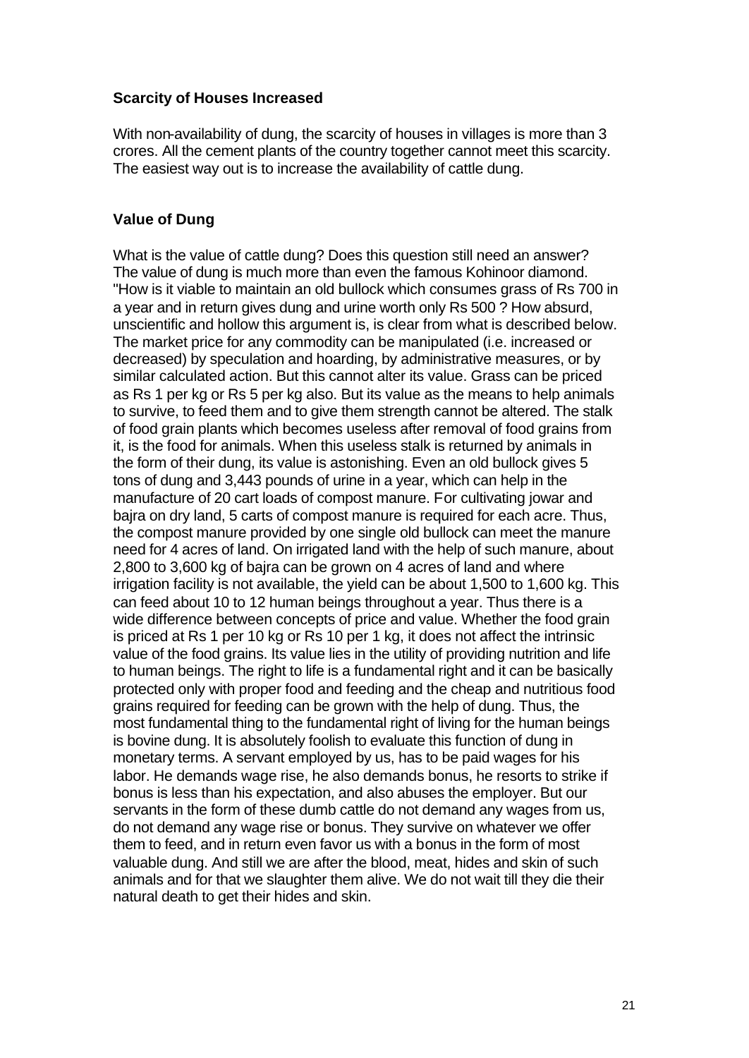### Scarcity of Houses Increased

With non-availability of dung, the scarcity of houses in villages is more than 3 crores. All the cement plants of the country together cannot meet this scarcity. The easiest way out is to increase the availability of cattle dung.

### Value of Dung

What is the value of cattle dung? Does this question still need an answer? The value of dung is much more than even the famous Kohinoor diamond. "How is it viable to maintain an old bullock which consumes grass of Rs 700 in a year and in return gives dung and urine worth only Rs 500 ? How absurd, unscientific and hollow this argument is, is clear from what is described below. The market price for any commodity can be manipulated (i.e. increased or decreased) by speculation and hoarding, by administrative measures, or by similar calculated action. But this cannot alter its value. Grass can be priced as Rs 1 per kg or Rs 5 per kg also. But its value as the means to help animals to survive, to feed them and to give them strength cannot be altered. The stalk of food grain plants which becomes useless after removal of food grains from it, is the food for animals. When this useless stalk is returned by animals in the form of their dung, its value is astonishing. Even an old bullock gives 5 tons of dung and 3,443 pounds of urine in a year, which can help in the manufacture of 20 cart loads of compost manure. For cultivating jowar and bajra on dry land, 5 carts of compost manure is required for each acre. Thus, the compost manure provided by one single old bullock can meet the manure need for 4 acres of land. On irrigated land with the help of such manure, about 2,800 to 3,600 kg of bajra can be grown on 4 acres of land and where irrigation facility is not available, the yield can be about 1,500 to 1,600 kg. This can feed about 10 to 12 human beings throughout a year. Thus there is a wide difference between concepts of price and value. Whether the food grain is priced at Rs 1 per 10 kg or Rs 10 per 1 kg, it does not affect the intrinsic value of the food grains. Its value lies in the utility of providing nutrition and life to human beings. The right to life is a fundamental right and it can be basically protected only with proper food and feeding and the cheap and nutritious food grains required for feeding can be grown with the help of dung. Thus, the most fundamental thing to the fundamental right of living for the human beings is bovine dung. It is absolutely foolish to evaluate this function of dung in monetary terms. A servant employed by us, has to be paid wages for his labor. He demands wage rise, he also demands bonus, he resorts to strike if bonus is less than his expectation, and also abuses the employer. But our servants in the form of these dumb cattle do not demand any wages from us, do not demand any wage rise or bonus. They survive on whatever we offer them to feed, and in return even favor us with a bonus in the form of most valuable dung. And still we are after the blood, meat, hides and skin of such animals and for that we slaughter them alive. We do not wait till they die their natural death to get their hides and skin.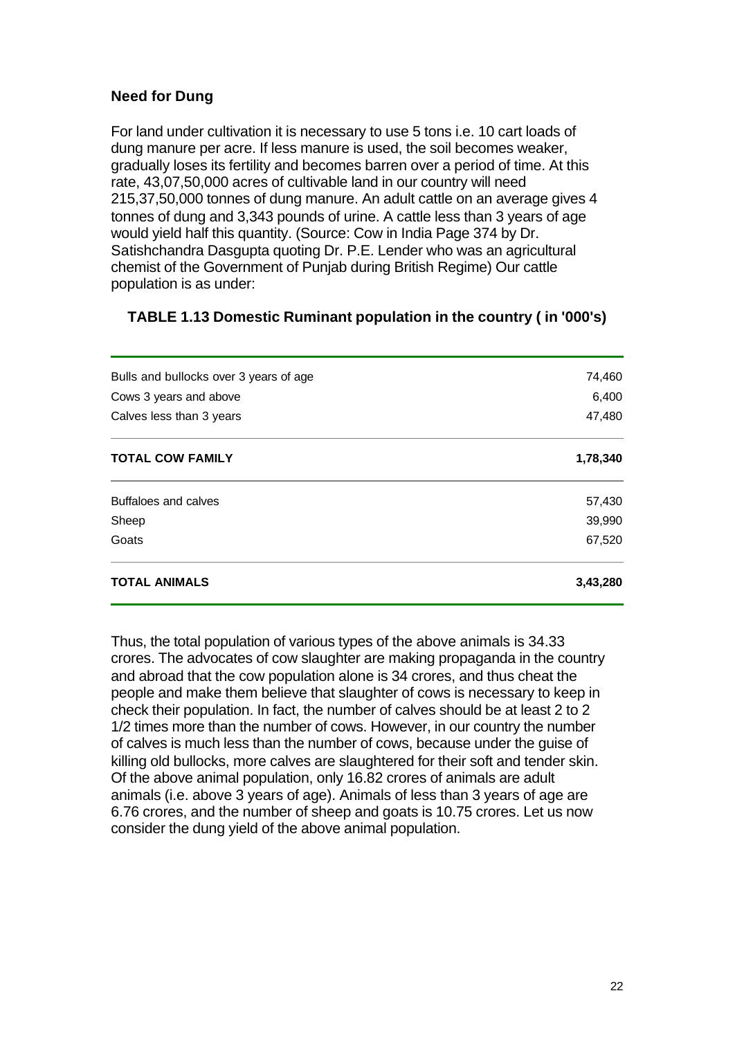## Need for Dung

For land under cultivation it is necessary to use 5 tons i.e. 10 cart loads of dung manure per acre. If less manure is used, the soil becomes weaker, gradually loses its fertility and becomes barren over a period of time. At this rate, 43,07,50,000 acres of cultivable land in our country will need 215,37,50,000 tonnes of dung manure. An adult cattle on an average gives 4 tonnes of dung and 3,343 pounds of urine. A cattle less than 3 years of age would yield half this quantity. (Source: Cow in India Page 374 by Dr. Satishchandra Dasgupta quoting Dr. P.E. Lender who was an agricultural chemist of the Government of Punjab during British Regime) Our cattle population is as under:

**TABLE 1.13 Domestic Ruminant population in the country ( in '000's)**

| | |
|---|---|
| Bulls and bullocks over 3 years of age | 74,460 |
| Cows 3 years and above | 6,400 |
| Calves less than 3 years | 47,480 |
| **TOTAL COW FAMILY** | **1,78,340** |
| Buffaloes and calves | 57,430 |
| Sheep | 39,990 |
| Goats | 67,520 |
| **TOTAL ANIMALS** | **3,43,280** |

Thus, the total population of various types of the above animals is 34.33 crores. The advocates of cow slaughter are making propaganda in the country and abroad that the cow population alone is 34 crores, and thus cheat the people and make them believe that slaughter of cows is necessary to keep in check their population. In fact, the number of calves should be at least 2 to 2 1/2 times more than the number of cows. However, in our country the number of calves is much less than the number of cows, because under the guise of killing old bullocks, more calves are slaughtered for their soft and tender skin. Of the above animal population, only 16.82 crores of animals are adult animals (i.e. above 3 years of age). Animals of less than 3 years of age are 6.76 crores, and the number of sheep and goats is 10.75 crores. Let us now consider the dung yield of the above animal population.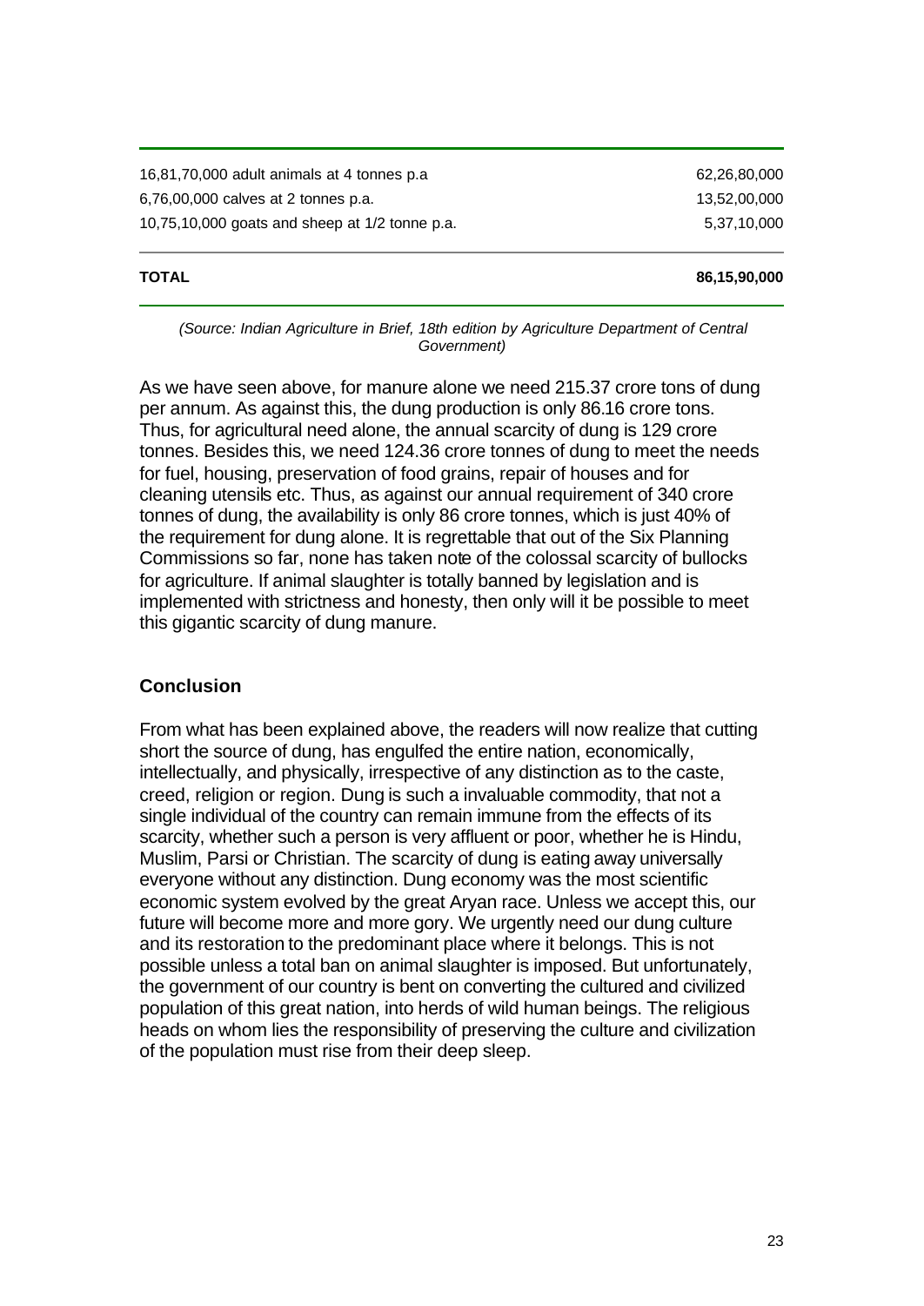| | |
|---|---|
| 16,81,70,000 adult animals at 4 tonnes p.a | 62,26,80,000 |
| 6,76,00,000 calves at 2 tonnes p.a. | 13,52,00,000 |
| 10,75,10,000 goats and sheep at 1/2 tonne p.a. | 5,37,10,000 |
| **TOTAL** | **86,15,90,000** |

*(Source: Indian Agriculture in Brief, 18th edition by Agriculture Department of Central Government)*

As we have seen above, for manure alone we need 215.37 crore tons of dung per annum. As against this, the dung production is only 86.16 crore tons. Thus, for agricultural need alone, the annual scarcity of dung is 129 crore tonnes. Besides this, we need 124.36 crore tonnes of dung to meet the needs for fuel, housing, preservation of food grains, repair of houses and for cleaning utensils etc. Thus, as against our annual requirement of 340 crore tonnes of dung, the availability is only 86 crore tonnes, which is just 40% of the requirement for dung alone. It is regrettable that out of the Six Planning Commissions so far, none has taken note of the colossal scarcity of bullocks for agriculture. If animal slaughter is totally banned by legislation and is implemented with strictness and honesty, then only will it be possible to meet this gigantic scarcity of dung manure.

### Conclusion

From what has been explained above, the readers will now realize that cutting short the source of dung, has engulfed the entire nation, economically, intellectually, and physically, irrespective of any distinction as to the caste, creed, religion or region. Dung is such a invaluable commodity, that not a single individual of the country can remain immune from the effects of its scarcity, whether such a person is very affluent or poor, whether he is Hindu, Muslim, Parsi or Christian. The scarcity of dung is eating away universally everyone without any distinction. Dung economy was the most scientific economic system evolved by the great Aryan race. Unless we accept this, our future will become more and more gory. We urgently need our dung culture and its restoration to the predominant place where it belongs. This is not possible unless a total ban on animal slaughter is imposed. But unfortunately, the government of our country is bent on converting the cultured and civilized population of this great nation, into herds of wild human beings. The religious heads on whom lies the responsibility of preserving the culture and civilization of the population must rise from their deep sleep.